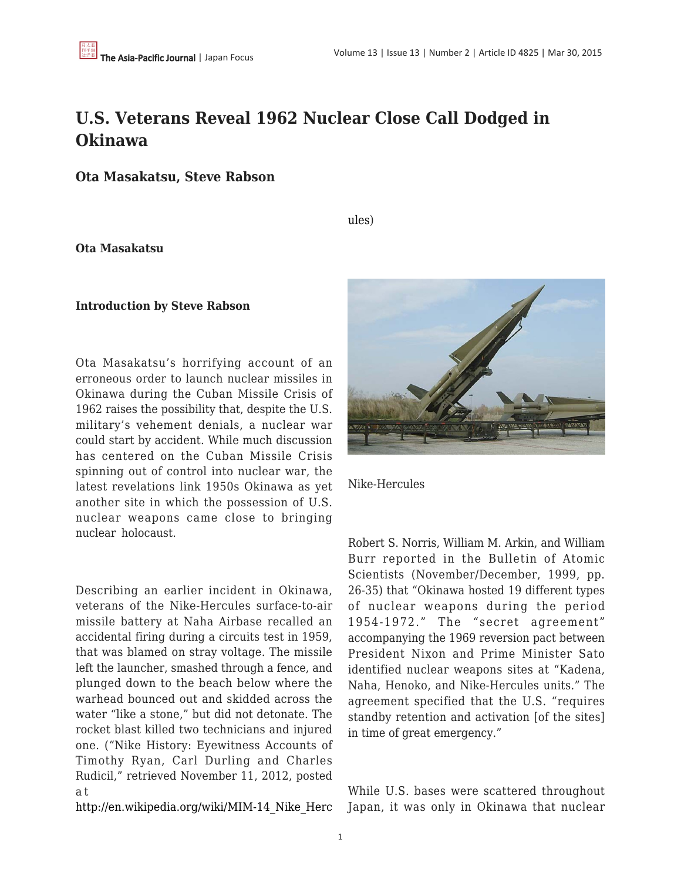# U.S. Veterans Reveal 1962 Nuclear Close Call Dodged in Okinawa

## Ota Masakatsu, Steve Rabson

**Ota Masakatsu**

**Introduction by Steve Rabson**

Ota Masakatsu's horrifying account of an erroneous order to launch nuclear missiles in Okinawa during the Cuban Missile Crisis of 1962 raises the possibility that, despite the U.S. military's vehement denials, a nuclear war could start by accident. While much discussion has centered on the Cuban Missile Crisis spinning out of control into nuclear war, the latest revelations link 1950s Okinawa as yet another site in which the possession of U.S. nuclear weapons came close to bringing nuclear holocaust.

Describing an earlier incident in Okinawa, veterans of the Nike-Hercules surface-to-air missile battery at Naha Airbase recalled an accidental firing during a circuits test in 1959, that was blamed on stray voltage. The missile left the launcher, smashed through a fence, and plunged down to the beach below where the warhead bounced out and skidded across the water "like a stone," but did not detonate. The rocket blast killed two technicians and injured one. ("Nike History: Eyewitness Accounts of Timothy Ryan, Carl Durling and Charles Rudicil," retrieved November 11, 2012, posted at http://en.wikipedia.org/wiki/MIM-14_Nike_Hercules)

Nike-Hercules

Robert S. Norris, William M. Arkin, and William Burr reported in the Bulletin of Atomic Scientists (November/December, 1999, pp. 26-35) that "Okinawa hosted 19 different types of nuclear weapons during the period 1954-1972." The "secret agreement" accompanying the 1969 reversion pact between President Nixon and Prime Minister Sato identified nuclear weapons sites at "Kadena, Naha, Henoko, and Nike-Hercules units." The agreement specified that the U.S. "requires standby retention and activation [of the sites] in time of great emergency."

While U.S. bases were scattered throughout Japan, it was only in Okinawa that nuclear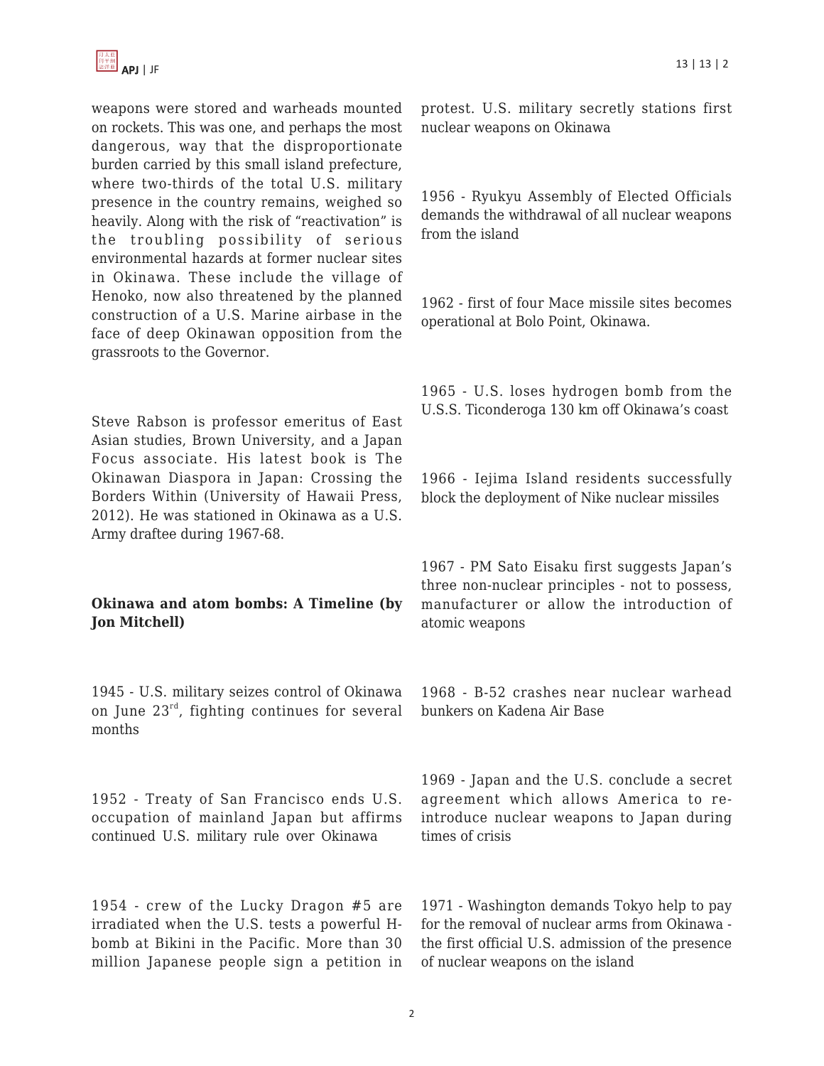weapons were stored and warheads mounted on rockets. This was one, and perhaps the most dangerous, way that the disproportionate burden carried by this small island prefecture, where two-thirds of the total U.S. military presence in the country remains, weighed so heavily. Along with the risk of "reactivation" is the troubling possibility of serious environmental hazards at former nuclear sites in Okinawa. These include the village of Henoko, now also threatened by the planned construction of a U.S. Marine airbase in the face of deep Okinawan opposition from the grassroots to the Governor.

Steve Rabson is professor emeritus of East Asian studies, Brown University, and a Japan Focus associate. His latest book is The Okinawan Diaspora in Japan: Crossing the Borders Within (University of Hawaii Press, 2012). He was stationed in Okinawa as a U.S. Army draftee during 1967-68.

**Okinawa and atom bombs: A Timeline (by Jon Mitchell)**

1945 - U.S. military seizes control of Okinawa on June 23rd, fighting continues for several months

1952 - Treaty of San Francisco ends U.S. occupation of mainland Japan but affirms continued U.S. military rule over Okinawa

1954 - crew of the Lucky Dragon #5 are irradiated when the U.S. tests a powerful H-bomb at Bikini in the Pacific. More than 30 million Japanese people sign a petition in protest. U.S. military secretly stations first nuclear weapons on Okinawa

1956 - Ryukyu Assembly of Elected Officials demands the withdrawal of all nuclear weapons from the island

1962 - first of four Mace missile sites becomes operational at Bolo Point, Okinawa.

1965 - U.S. loses hydrogen bomb from the U.S.S. Ticonderoga 130 km off Okinawa's coast

1966 - Iejima Island residents successfully block the deployment of Nike nuclear missiles

1967 - PM Sato Eisaku first suggests Japan's three non-nuclear principles - not to possess, manufacturer or allow the introduction of atomic weapons

1968 - B-52 crashes near nuclear warhead bunkers on Kadena Air Base

1969 - Japan and the U.S. conclude a secret agreement which allows America to re-introduce nuclear weapons to Japan during times of crisis

1971 - Washington demands Tokyo help to pay for the removal of nuclear arms from Okinawa - the first official U.S. admission of the presence of nuclear weapons on the island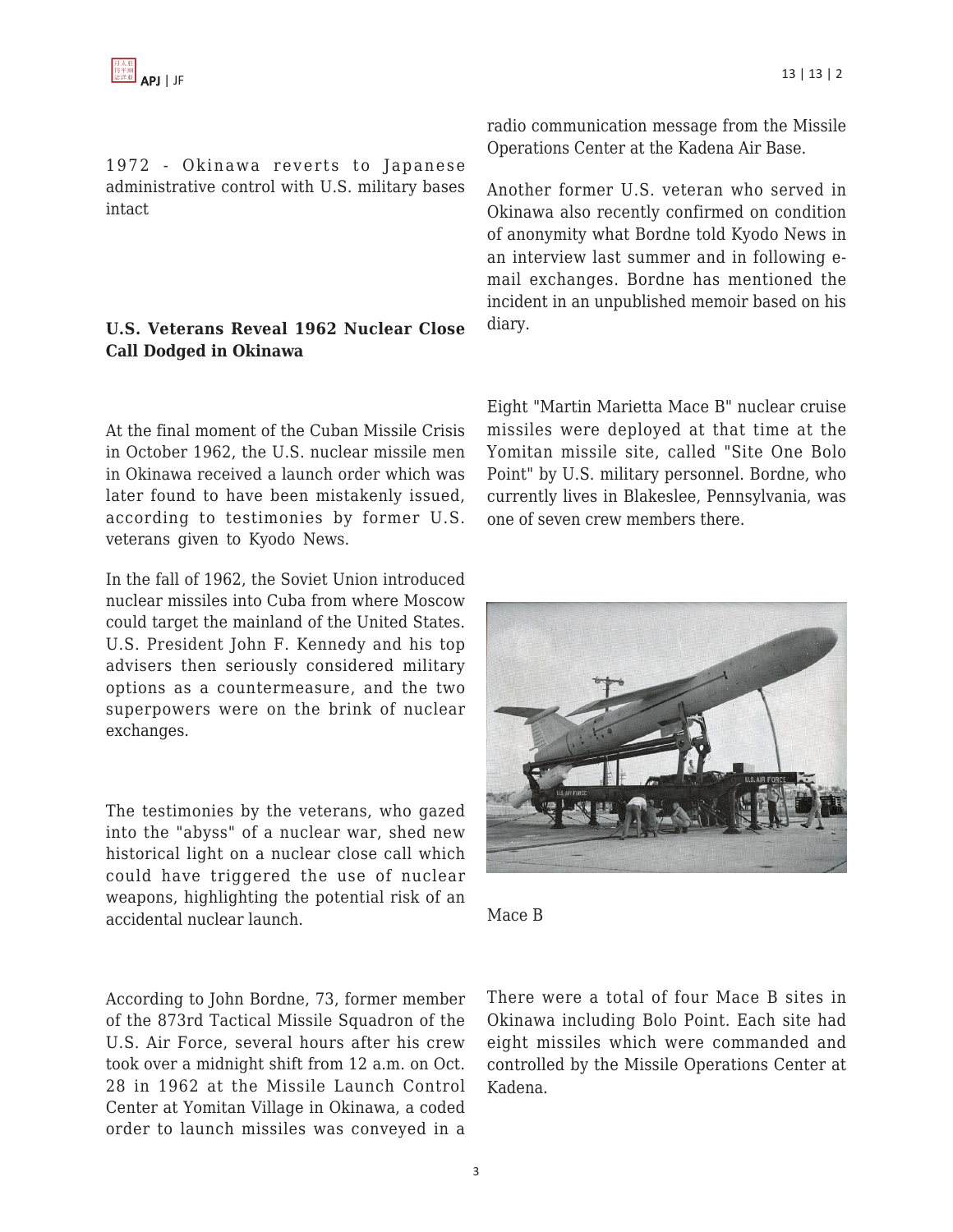1972 - Okinawa reverts to Japanese administrative control with U.S. military bases intact

**U.S. Veterans Reveal 1962 Nuclear Close Call Dodged in Okinawa**

At the final moment of the Cuban Missile Crisis in October 1962, the U.S. nuclear missile men in Okinawa received a launch order which was later found to have been mistakenly issued, according to testimonies by former U.S. veterans given to Kyodo News.

In the fall of 1962, the Soviet Union introduced nuclear missiles into Cuba from where Moscow could target the mainland of the United States. U.S. President John F. Kennedy and his top advisers then seriously considered military options as a countermeasure, and the two superpowers were on the brink of nuclear exchanges.

The testimonies by the veterans, who gazed into the "abyss" of a nuclear war, shed new historical light on a nuclear close call which could have triggered the use of nuclear weapons, highlighting the potential risk of an accidental nuclear launch.

According to John Bordne, 73, former member of the 873rd Tactical Missile Squadron of the U.S. Air Force, several hours after his crew took over a midnight shift from 12 a.m. on Oct. 28 in 1962 at the Missile Launch Control Center at Yomitan Village in Okinawa, a coded order to launch missiles was conveyed in a radio communication message from the Missile Operations Center at the Kadena Air Base.

Another former U.S. veteran who served in Okinawa also recently confirmed on condition of anonymity what Bordne told Kyodo News in an interview last summer and in following e-mail exchanges. Bordne has mentioned the incident in an unpublished memoir based on his diary.

Eight "Martin Marietta Mace B" nuclear cruise missiles were deployed at that time at the Yomitan missile site, called "Site One Bolo Point" by U.S. military personnel. Bordne, who currently lives in Blakeslee, Pennsylvania, was one of seven crew members there.

Mace B

There were a total of four Mace B sites in Okinawa including Bolo Point. Each site had eight missiles which were commanded and controlled by the Missile Operations Center at Kadena.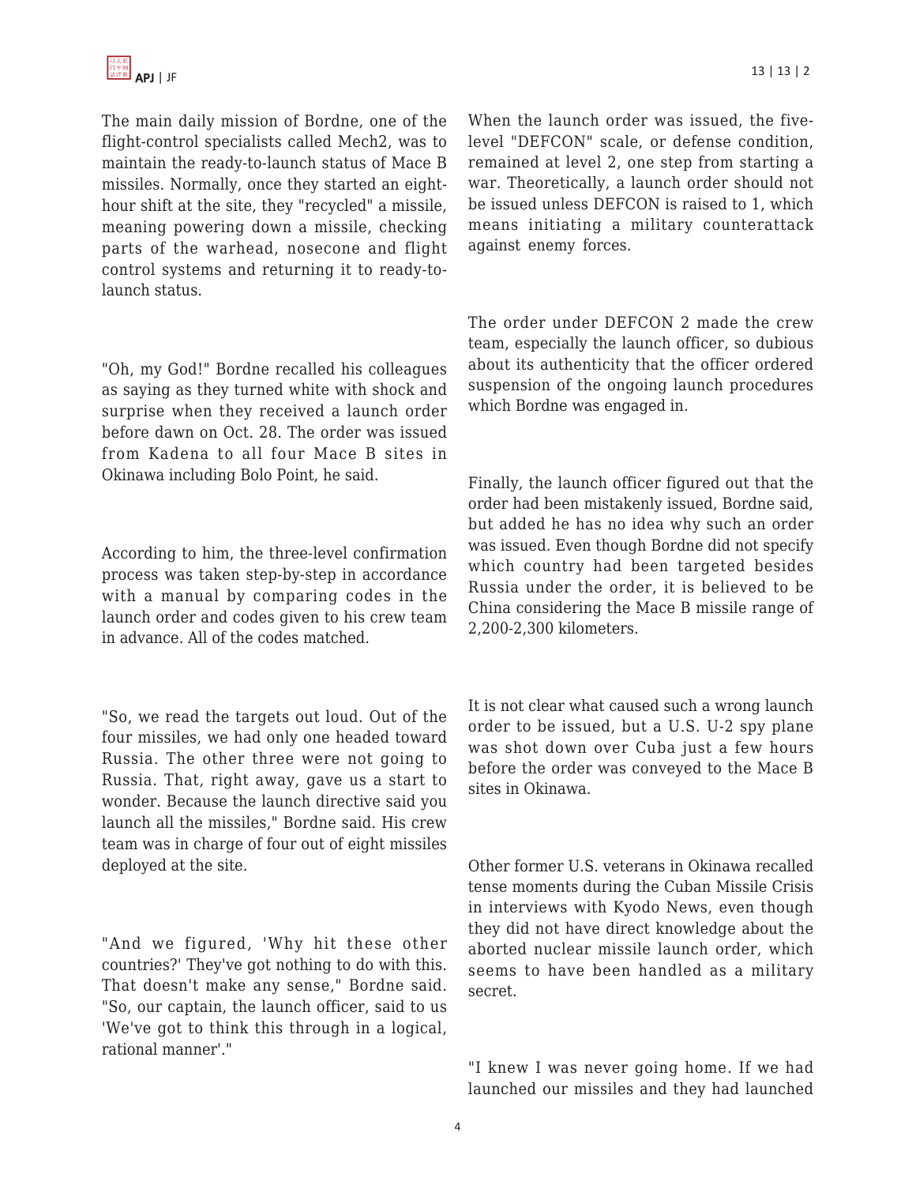The main daily mission of Bordne, one of the flight-control specialists called Mech2, was to maintain the ready-to-launch status of Mace B missiles. Normally, once they started an eight-hour shift at the site, they "recycled" a missile, meaning powering down a missile, checking parts of the warhead, nosecone and flight control systems and returning it to ready-to-launch status.

"Oh, my God!" Bordne recalled his colleagues as saying as they turned white with shock and surprise when they received a launch order before dawn on Oct. 28. The order was issued from Kadena to all four Mace B sites in Okinawa including Bolo Point, he said.

According to him, the three-level confirmation process was taken step-by-step in accordance with a manual by comparing codes in the launch order and codes given to his crew team in advance. All of the codes matched.

"So, we read the targets out loud. Out of the four missiles, we had only one headed toward Russia. The other three were not going to Russia. That, right away, gave us a start to wonder. Because the launch directive said you launch all the missiles," Bordne said. His crew team was in charge of four out of eight missiles deployed at the site.

"And we figured, 'Why hit these other countries?' They've got nothing to do with this. That doesn't make any sense," Bordne said. "So, our captain, the launch officer, said to us 'We've got to think this through in a logical, rational manner'."

When the launch order was issued, the five-level "DEFCON" scale, or defense condition, remained at level 2, one step from starting a war. Theoretically, a launch order should not be issued unless DEFCON is raised to 1, which means initiating a military counterattack against enemy forces.

The order under DEFCON 2 made the crew team, especially the launch officer, so dubious about its authenticity that the officer ordered suspension of the ongoing launch procedures which Bordne was engaged in.

Finally, the launch officer figured out that the order had been mistakenly issued, Bordne said, but added he has no idea why such an order was issued. Even though Bordne did not specify which country had been targeted besides Russia under the order, it is believed to be China considering the Mace B missile range of 2,200-2,300 kilometers.

It is not clear what caused such a wrong launch order to be issued, but a U.S. U-2 spy plane was shot down over Cuba just a few hours before the order was conveyed to the Mace B sites in Okinawa.

Other former U.S. veterans in Okinawa recalled tense moments during the Cuban Missile Crisis in interviews with Kyodo News, even though they did not have direct knowledge about the aborted nuclear missile launch order, which seems to have been handled as a military secret.

"I knew I was never going home. If we had launched our missiles and they had launched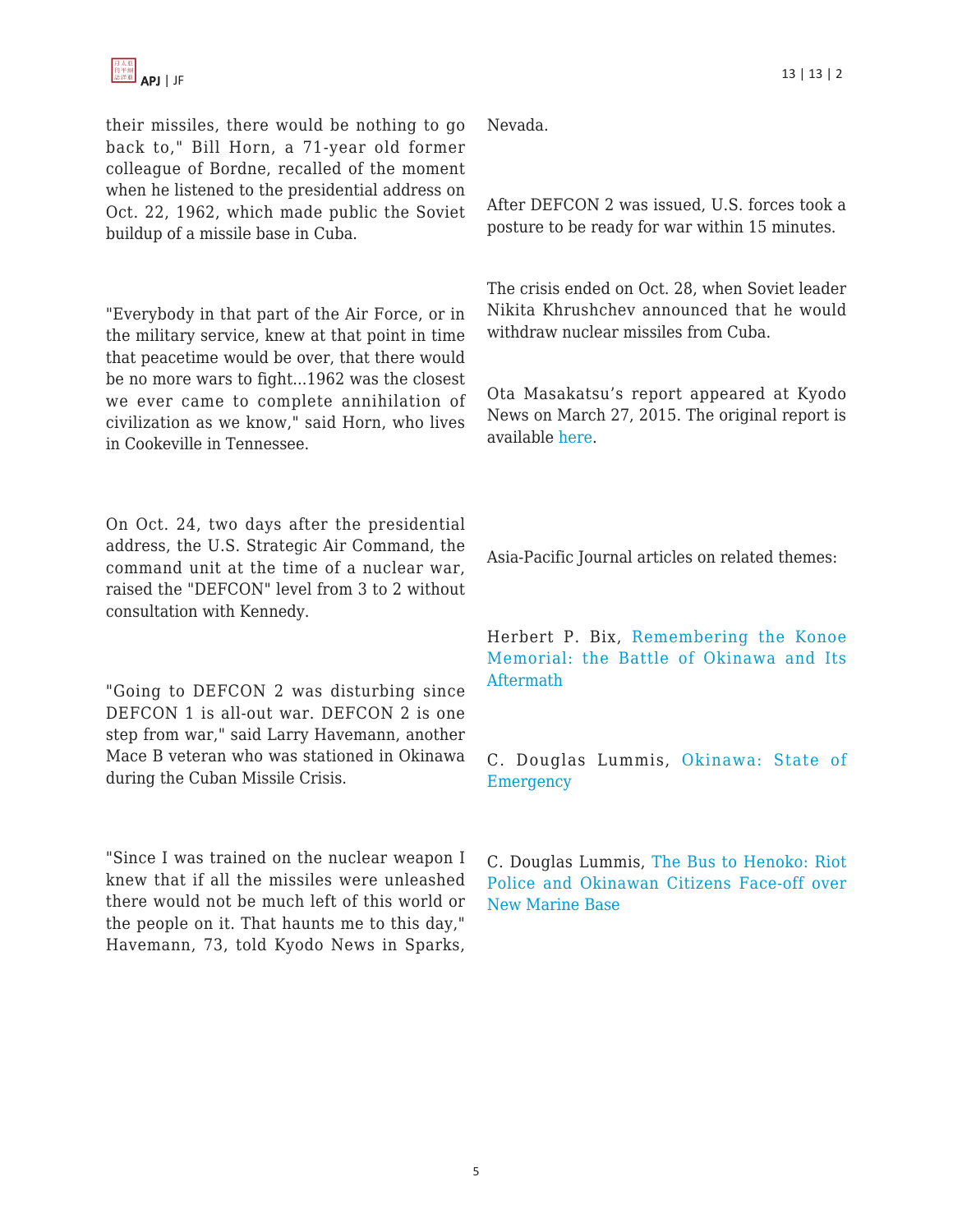their missiles, there would be nothing to go back to," Bill Horn, a 71-year old former colleague of Bordne, recalled of the moment when he listened to the presidential address on Oct. 22, 1962, which made public the Soviet buildup of a missile base in Cuba.

"Everybody in that part of the Air Force, or in the military service, knew at that point in time that peacetime would be over, that there would be no more wars to fight...1962 was the closest we ever came to complete annihilation of civilization as we know," said Horn, who lives in Cookeville in Tennessee.

On Oct. 24, two days after the presidential address, the U.S. Strategic Air Command, the command unit at the time of a nuclear war, raised the "DEFCON" level from 3 to 2 without consultation with Kennedy.

"Going to DEFCON 2 was disturbing since DEFCON 1 is all-out war. DEFCON 2 is one step from war," said Larry Havemann, another Mace B veteran who was stationed in Okinawa during the Cuban Missile Crisis.

"Since I was trained on the nuclear weapon I knew that if all the missiles were unleashed there would not be much left of this world or the people on it. That haunts me to this day," Havemann, 73, told Kyodo News in Sparks, Nevada.

After DEFCON 2 was issued, U.S. forces took a posture to be ready for war within 15 minutes.

The crisis ended on Oct. 28, when Soviet leader Nikita Khrushchev announced that he would withdraw nuclear missiles from Cuba.

Ota Masakatsu's report appeared at Kyodo News on March 27, 2015. The original report is available here.

Asia-Pacific Journal articles on related themes:

Herbert P. Bix, Remembering the Konoe Memorial: the Battle of Okinawa and Its Aftermath

C. Douglas Lummis, Okinawa: State of Emergency

C. Douglas Lummis, The Bus to Henoko: Riot Police and Okinawan Citizens Face-off over New Marine Base